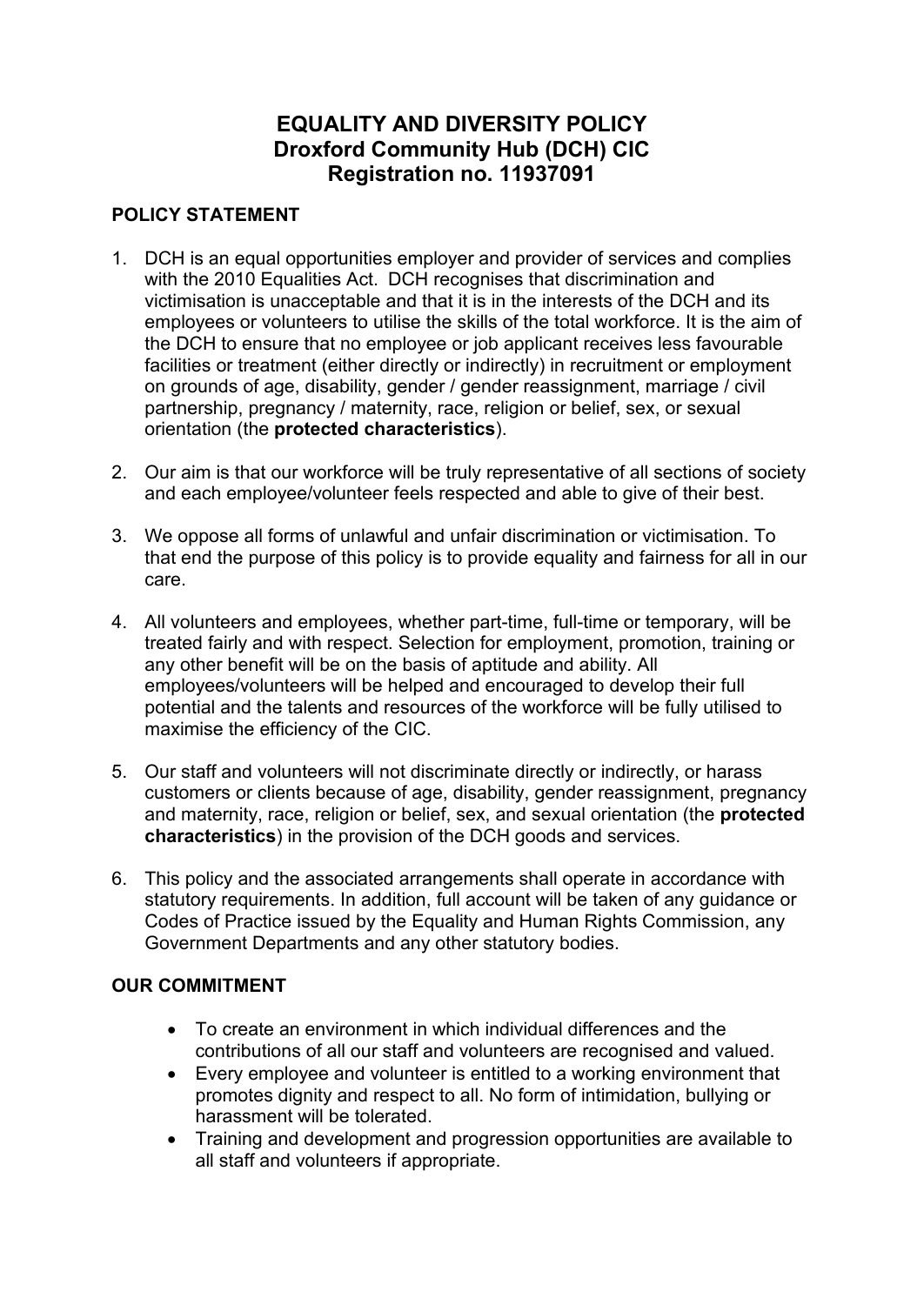# EQUALITY AND DIVERSITY POLICY
# Droxford Community Hub (DCH) CIC
# Registration no. 11937091

## POLICY STATEMENT

1. DCH is an equal opportunities employer and provider of services and complies with the 2010 Equalities Act. DCH recognises that discrimination and victimisation is unacceptable and that it is in the interests of the DCH and its employees or volunteers to utilise the skills of the total workforce. It is the aim of the DCH to ensure that no employee or job applicant receives less favourable facilities or treatment (either directly or indirectly) in recruitment or employment on grounds of age, disability, gender / gender reassignment, marriage / civil partnership, pregnancy / maternity, race, religion or belief, sex, or sexual orientation (the **protected characteristics**).

2. Our aim is that our workforce will be truly representative of all sections of society and each employee/volunteer feels respected and able to give of their best.

3. We oppose all forms of unlawful and unfair discrimination or victimisation. To that end the purpose of this policy is to provide equality and fairness for all in our care.

4. All volunteers and employees, whether part-time, full-time or temporary, will be treated fairly and with respect. Selection for employment, promotion, training or any other benefit will be on the basis of aptitude and ability. All employees/volunteers will be helped and encouraged to develop their full potential and the talents and resources of the workforce will be fully utilised to maximise the efficiency of the CIC.

5. Our staff and volunteers will not discriminate directly or indirectly, or harass customers or clients because of age, disability, gender reassignment, pregnancy and maternity, race, religion or belief, sex, and sexual orientation (the **protected characteristics**) in the provision of the DCH goods and services.

6. This policy and the associated arrangements shall operate in accordance with statutory requirements. In addition, full account will be taken of any guidance or Codes of Practice issued by the Equality and Human Rights Commission, any Government Departments and any other statutory bodies.

## OUR COMMITMENT

- To create an environment in which individual differences and the contributions of all our staff and volunteers are recognised and valued.
- Every employee and volunteer is entitled to a working environment that promotes dignity and respect to all. No form of intimidation, bullying or harassment will be tolerated.
- Training and development and progression opportunities are available to all staff and volunteers if appropriate.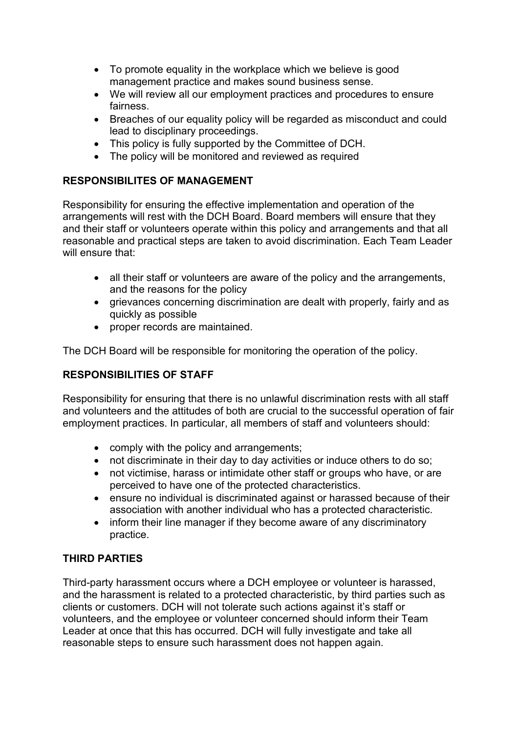- To promote equality in the workplace which we believe is good management practice and makes sound business sense.
- We will review all our employment practices and procedures to ensure fairness.
- Breaches of our equality policy will be regarded as misconduct and could lead to disciplinary proceedings.
- This policy is fully supported by the Committee of DCH.
- The policy will be monitored and reviewed as required

## RESPONSIBILITES OF MANAGEMENT

Responsibility for ensuring the effective implementation and operation of the arrangements will rest with the DCH Board. Board members will ensure that they and their staff or volunteers operate within this policy and arrangements and that all reasonable and practical steps are taken to avoid discrimination. Each Team Leader will ensure that:

- all their staff or volunteers are aware of the policy and the arrangements, and the reasons for the policy
- grievances concerning discrimination are dealt with properly, fairly and as quickly as possible
- proper records are maintained.

The DCH Board will be responsible for monitoring the operation of the policy.

## RESPONSIBILITIES OF STAFF

Responsibility for ensuring that there is no unlawful discrimination rests with all staff and volunteers and the attitudes of both are crucial to the successful operation of fair employment practices. In particular, all members of staff and volunteers should:

- comply with the policy and arrangements;
- not discriminate in their day to day activities or induce others to do so;
- not victimise, harass or intimidate other staff or groups who have, or are perceived to have one of the protected characteristics.
- ensure no individual is discriminated against or harassed because of their association with another individual who has a protected characteristic.
- inform their line manager if they become aware of any discriminatory practice.

## THIRD PARTIES

Third-party harassment occurs where a DCH employee or volunteer is harassed, and the harassment is related to a protected characteristic, by third parties such as clients or customers. DCH will not tolerate such actions against it's staff or volunteers, and the employee or volunteer concerned should inform their Team Leader at once that this has occurred. DCH will fully investigate and take all reasonable steps to ensure such harassment does not happen again.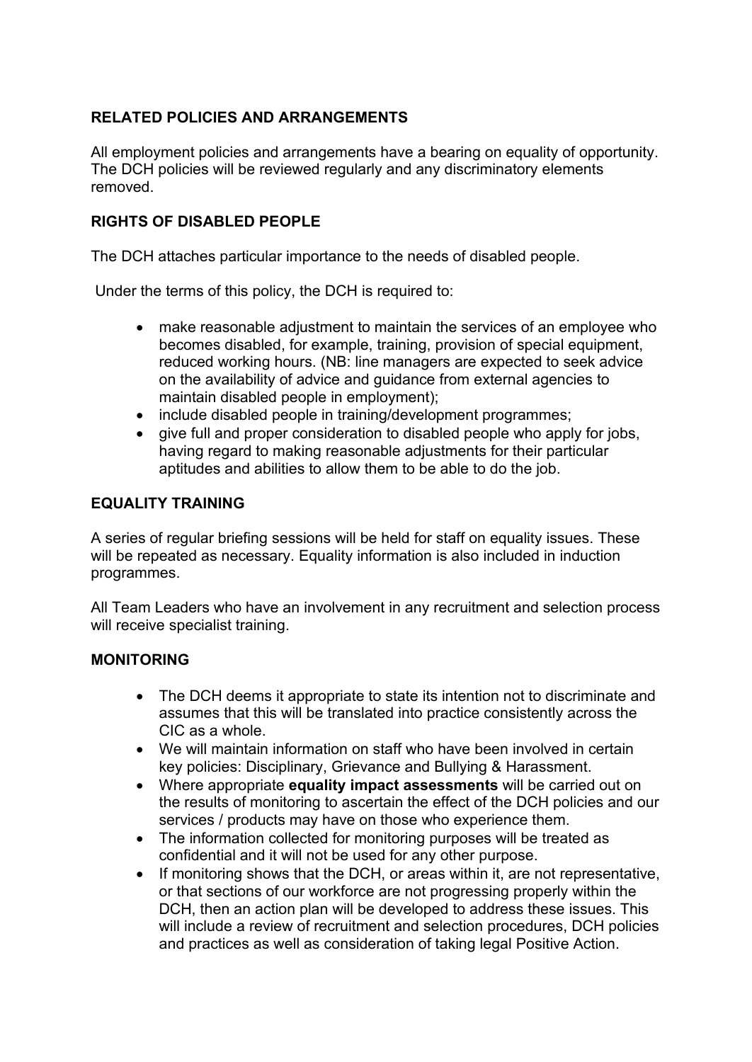## RELATED POLICIES AND ARRANGEMENTS

All employment policies and arrangements have a bearing on equality of opportunity. The DCH policies will be reviewed regularly and any discriminatory elements removed.

## RIGHTS OF DISABLED PEOPLE

The DCH attaches particular importance to the needs of disabled people.

Under the terms of this policy, the DCH is required to:

- make reasonable adjustment to maintain the services of an employee who becomes disabled, for example, training, provision of special equipment, reduced working hours. (NB: line managers are expected to seek advice on the availability of advice and guidance from external agencies to maintain disabled people in employment);
- include disabled people in training/development programmes;
- give full and proper consideration to disabled people who apply for jobs, having regard to making reasonable adjustments for their particular aptitudes and abilities to allow them to be able to do the job.

## EQUALITY TRAINING

A series of regular briefing sessions will be held for staff on equality issues. These will be repeated as necessary. Equality information is also included in induction programmes.

All Team Leaders who have an involvement in any recruitment and selection process will receive specialist training.

## MONITORING

- The DCH deems it appropriate to state its intention not to discriminate and assumes that this will be translated into practice consistently across the CIC as a whole.
- We will maintain information on staff who have been involved in certain key policies: Disciplinary, Grievance and Bullying & Harassment.
- Where appropriate **equality impact assessments** will be carried out on the results of monitoring to ascertain the effect of the DCH policies and our services / products may have on those who experience them.
- The information collected for monitoring purposes will be treated as confidential and it will not be used for any other purpose.
- If monitoring shows that the DCH, or areas within it, are not representative, or that sections of our workforce are not progressing properly within the DCH, then an action plan will be developed to address these issues. This will include a review of recruitment and selection procedures, DCH policies and practices as well as consideration of taking legal Positive Action.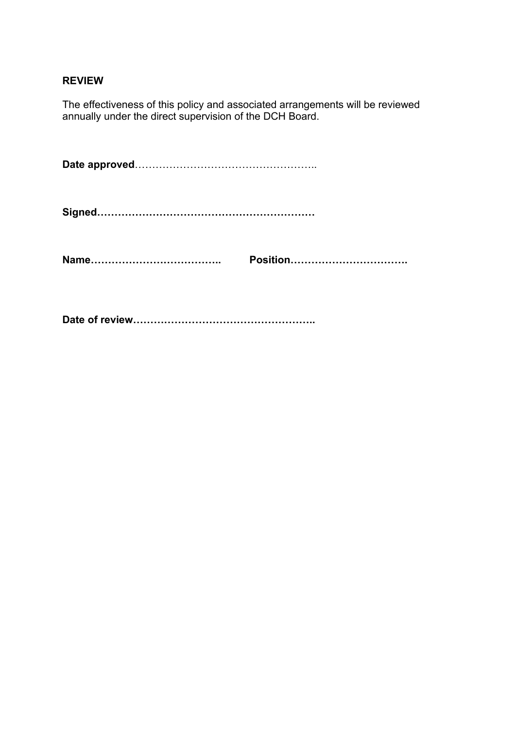## REVIEW

The effectiveness of this policy and associated arrangements will be reviewed annually under the direct supervision of the DCH Board.

**Date approved**……………………………………………..

**Signed………………………………………………………**

**Name……………………………..** **Position…………………………….**

**Date of review……………………………………………..**